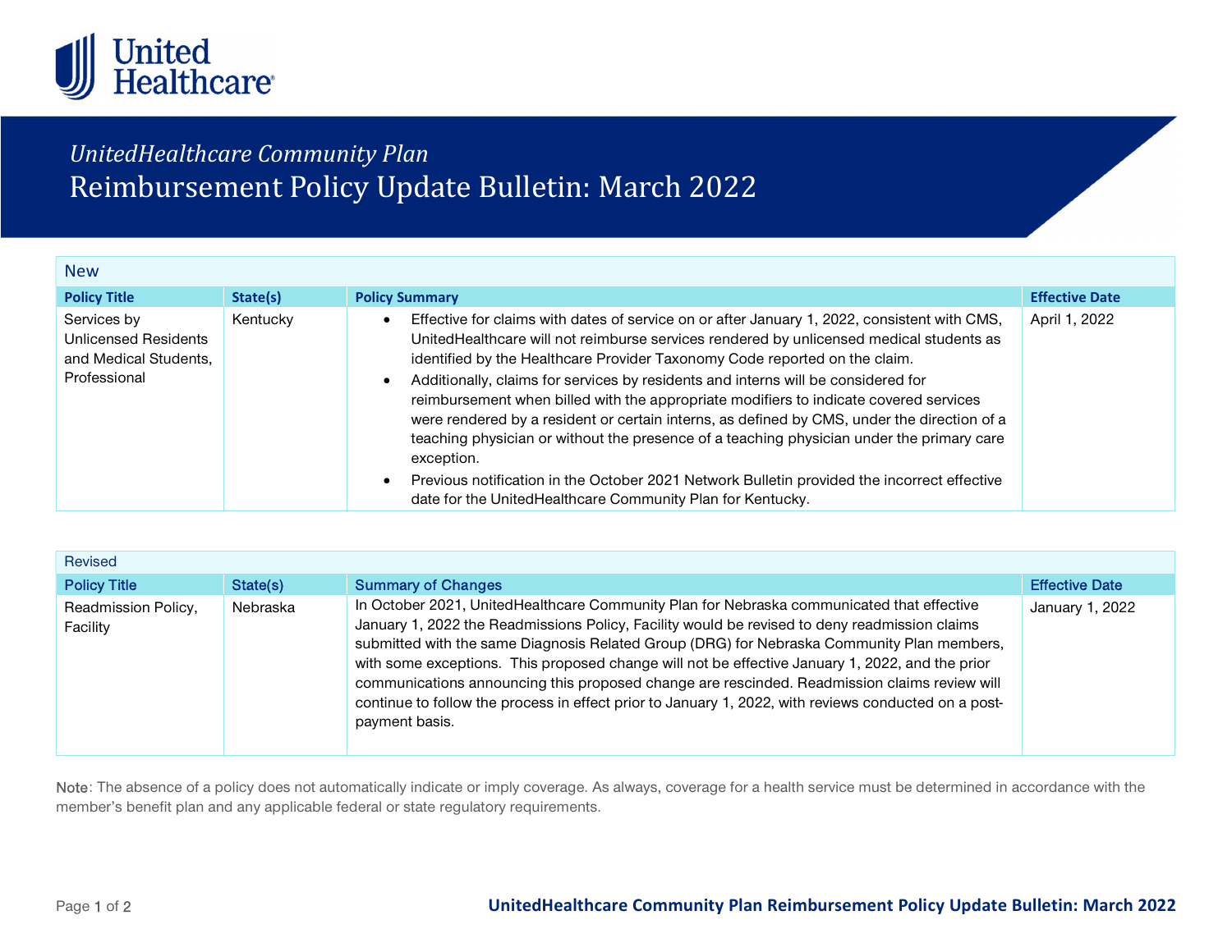UnitedHealthcare

*UnitedHealthcare Community Plan*

# Reimbursement Policy Update Bulletin: March 2022

## New

| Policy Title | State(s) | Policy Summary | Effective Date |
|---|---|---|---|
| Services by Unlicensed Residents and Medical Students, Professional | Kentucky | • Effective for claims with dates of service on or after January 1, 2022, consistent with CMS, UnitedHealthcare will not reimburse services rendered by unlicensed medical students as identified by the Healthcare Provider Taxonomy Code reported on the claim.<br>• Additionally, claims for services by residents and interns will be considered for reimbursement when billed with the appropriate modifiers to indicate covered services were rendered by a resident or certain interns, as defined by CMS, under the direction of a teaching physician or without the presence of a teaching physician under the primary care exception.<br>• Previous notification in the October 2021 Network Bulletin provided the incorrect effective date for the UnitedHealthcare Community Plan for Kentucky. | April 1, 2022 |

## Revised

| Policy Title | State(s) | Summary of Changes | Effective Date |
|---|---|---|---|
| Readmission Policy, Facility | Nebraska | In October 2021, UnitedHealthcare Community Plan for Nebraska communicated that effective January 1, 2022 the Readmissions Policy, Facility would be revised to deny readmission claims submitted with the same Diagnosis Related Group (DRG) for Nebraska Community Plan members, with some exceptions. This proposed change will not be effective January 1, 2022, and the prior communications announcing this proposed change are rescinded. Readmission claims review will continue to follow the process in effect prior to January 1, 2022, with reviews conducted on a post-payment basis. | January 1, 2022 |

Note: The absence of a policy does not automatically indicate or imply coverage. As always, coverage for a health service must be determined in accordance with the member's benefit plan and any applicable federal or state regulatory requirements.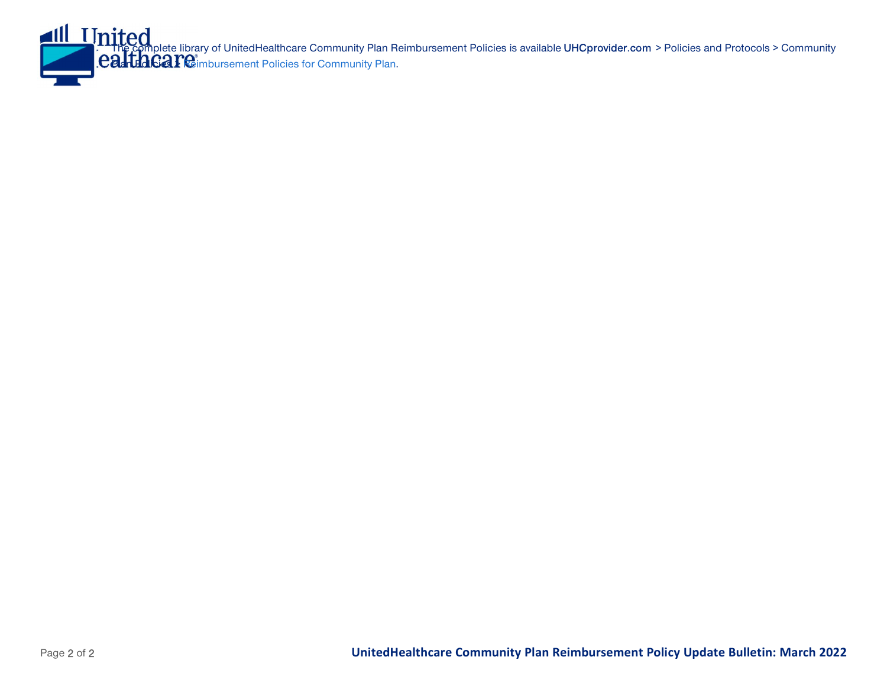The complete library of UnitedHealthcare Community Plan Reimbursement Policies is available UHCprovider.com > Policies and Protocols > Community Plan Policies > Reimbursement Policies for Community Plan.